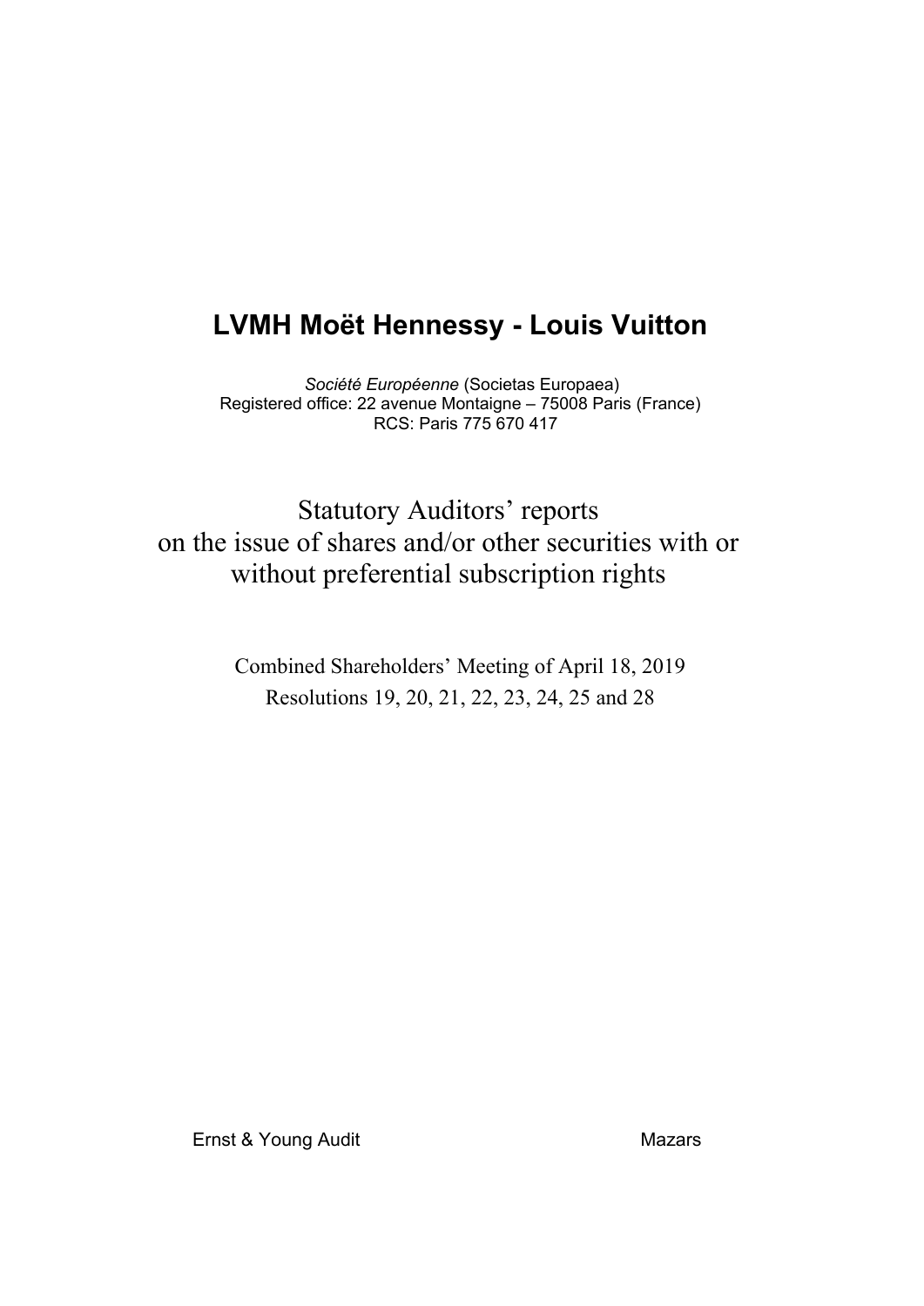# LVMH Moët Hennessy - Louis Vuitton

*Société Européenne* (Societas Europaea)
Registered office: 22 avenue Montaigne – 75008 Paris (France)
RCS: Paris 775 670 417

## Statutory Auditors' reports on the issue of shares and/or other securities with or without preferential subscription rights

Combined Shareholders' Meeting of April 18, 2019
Resolutions 19, 20, 21, 22, 23, 24, 25 and 28

Ernst & Young Audit

Mazars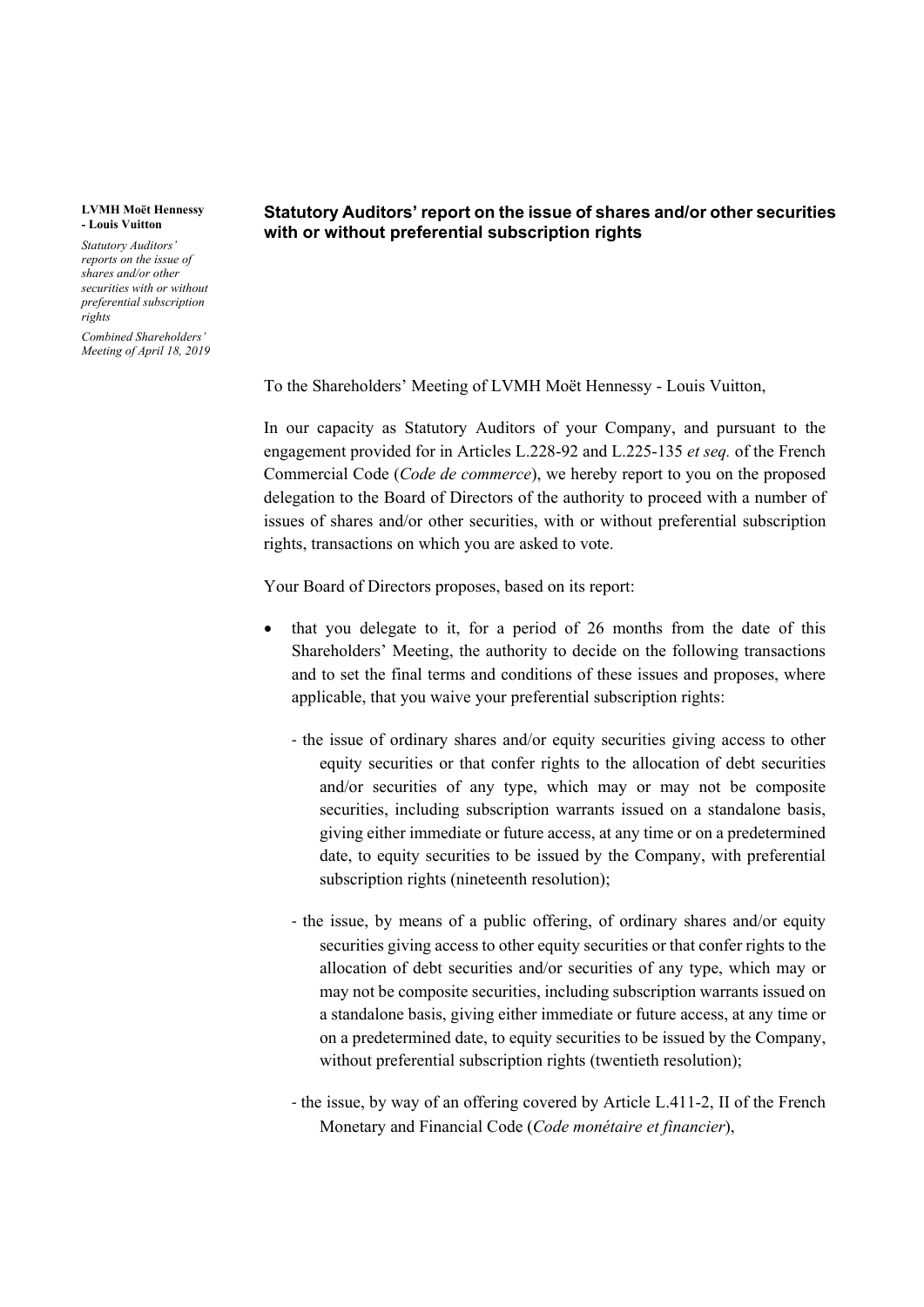**LVMH Moët Hennessy - Louis Vuitton**

*Statutory Auditors' reports on the issue of shares and/or other securities with or without preferential subscription rights*

*Combined Shareholders' Meeting of April 18, 2019*

## Statutory Auditors' report on the issue of shares and/or other securities with or without preferential subscription rights

To the Shareholders' Meeting of LVMH Moët Hennessy - Louis Vuitton,

In our capacity as Statutory Auditors of your Company, and pursuant to the engagement provided for in Articles L.228-92 and L.225-135 *et seq.* of the French Commercial Code (*Code de commerce*), we hereby report to you on the proposed delegation to the Board of Directors of the authority to proceed with a number of issues of shares and/or other securities, with or without preferential subscription rights, transactions on which you are asked to vote.

Your Board of Directors proposes, based on its report:

- that you delegate to it, for a period of 26 months from the date of this Shareholders' Meeting, the authority to decide on the following transactions and to set the final terms and conditions of these issues and proposes, where applicable, that you waive your preferential subscription rights:
  - the issue of ordinary shares and/or equity securities giving access to other equity securities or that confer rights to the allocation of debt securities and/or securities of any type, which may or may not be composite securities, including subscription warrants issued on a standalone basis, giving either immediate or future access, at any time or on a predetermined date, to equity securities to be issued by the Company, with preferential subscription rights (nineteenth resolution);
  - the issue, by means of a public offering, of ordinary shares and/or equity securities giving access to other equity securities or that confer rights to the allocation of debt securities and/or securities of any type, which may or may not be composite securities, including subscription warrants issued on a standalone basis, giving either immediate or future access, at any time or on a predetermined date, to equity securities to be issued by the Company, without preferential subscription rights (twentieth resolution);
  - the issue, by way of an offering covered by Article L.411-2, II of the French Monetary and Financial Code (*Code monétaire et financier*),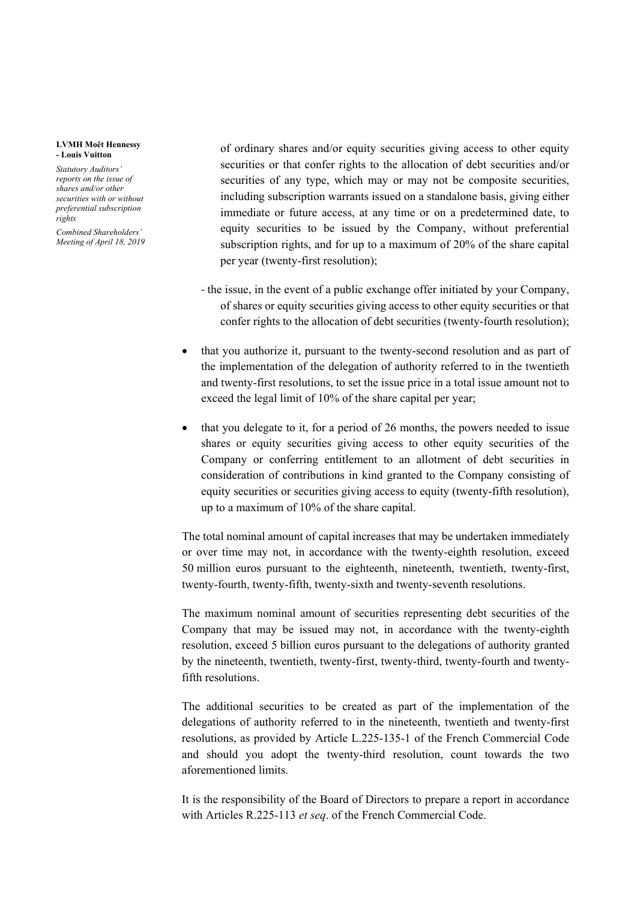of ordinary shares and/or equity securities giving access to other equity securities or that confer rights to the allocation of debt securities and/or securities of any type, which may or may not be composite securities, including subscription warrants issued on a standalone basis, giving either immediate or future access, at any time or on a predetermined date, to equity securities to be issued by the Company, without preferential subscription rights, and for up to a maximum of 20% of the share capital per year (twenty-first resolution);

- the issue, in the event of a public exchange offer initiated by your Company, of shares or equity securities giving access to other equity securities or that confer rights to the allocation of debt securities (twenty-fourth resolution);

- that you authorize it, pursuant to the twenty-second resolution and as part of the implementation of the delegation of authority referred to in the twentieth and twenty-first resolutions, to set the issue price in a total issue amount not to exceed the legal limit of 10% of the share capital per year;
- that you delegate to it, for a period of 26 months, the powers needed to issue shares or equity securities giving access to other equity securities of the Company or conferring entitlement to an allotment of debt securities in consideration of contributions in kind granted to the Company consisting of equity securities or securities giving access to equity (twenty-fifth resolution), up to a maximum of 10% of the share capital.

The total nominal amount of capital increases that may be undertaken immediately or over time may not, in accordance with the twenty-eighth resolution, exceed 50 million euros pursuant to the eighteenth, nineteenth, twentieth, twenty-first, twenty-fourth, twenty-fifth, twenty-sixth and twenty-seventh resolutions.

The maximum nominal amount of securities representing debt securities of the Company that may be issued may not, in accordance with the twenty-eighth resolution, exceed 5 billion euros pursuant to the delegations of authority granted by the nineteenth, twentieth, twenty-first, twenty-third, twenty-fourth and twenty-fifth resolutions.

The additional securities to be created as part of the implementation of the delegations of authority referred to in the nineteenth, twentieth and twenty-first resolutions, as provided by Article L.225-135-1 of the French Commercial Code and should you adopt the twenty-third resolution, count towards the two aforementioned limits.

It is the responsibility of the Board of Directors to prepare a report in accordance with Articles R.225-113 *et seq*. of the French Commercial Code.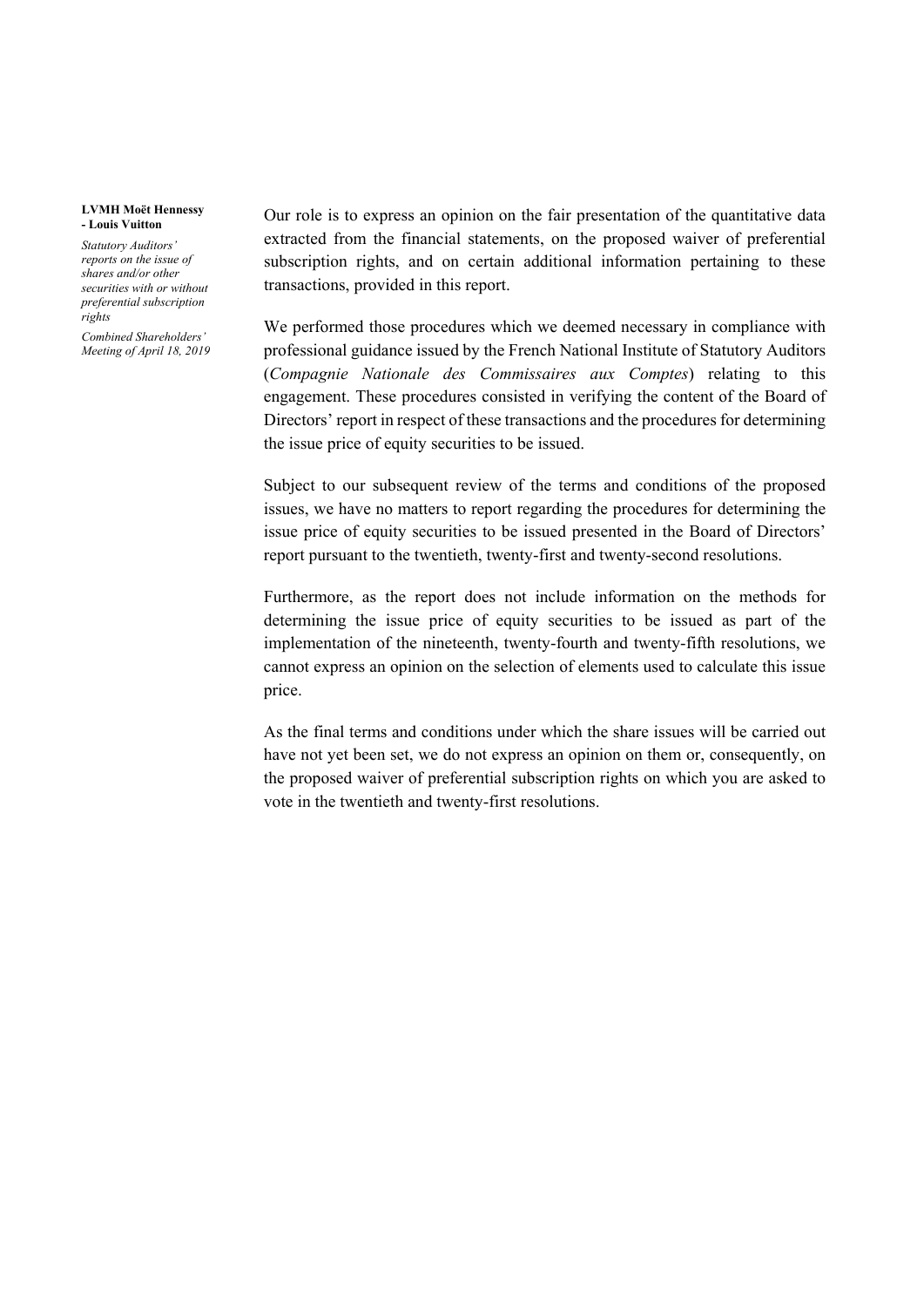Our role is to express an opinion on the fair presentation of the quantitative data extracted from the financial statements, on the proposed waiver of preferential subscription rights, and on certain additional information pertaining to these transactions, provided in this report.

We performed those procedures which we deemed necessary in compliance with professional guidance issued by the French National Institute of Statutory Auditors (*Compagnie Nationale des Commissaires aux Comptes*) relating to this engagement. These procedures consisted in verifying the content of the Board of Directors' report in respect of these transactions and the procedures for determining the issue price of equity securities to be issued.

Subject to our subsequent review of the terms and conditions of the proposed issues, we have no matters to report regarding the procedures for determining the issue price of equity securities to be issued presented in the Board of Directors' report pursuant to the twentieth, twenty-first and twenty-second resolutions.

Furthermore, as the report does not include information on the methods for determining the issue price of equity securities to be issued as part of the implementation of the nineteenth, twenty-fourth and twenty-fifth resolutions, we cannot express an opinion on the selection of elements used to calculate this issue price.

As the final terms and conditions under which the share issues will be carried out have not yet been set, we do not express an opinion on them or, consequently, on the proposed waiver of preferential subscription rights on which you are asked to vote in the twentieth and twenty-first resolutions.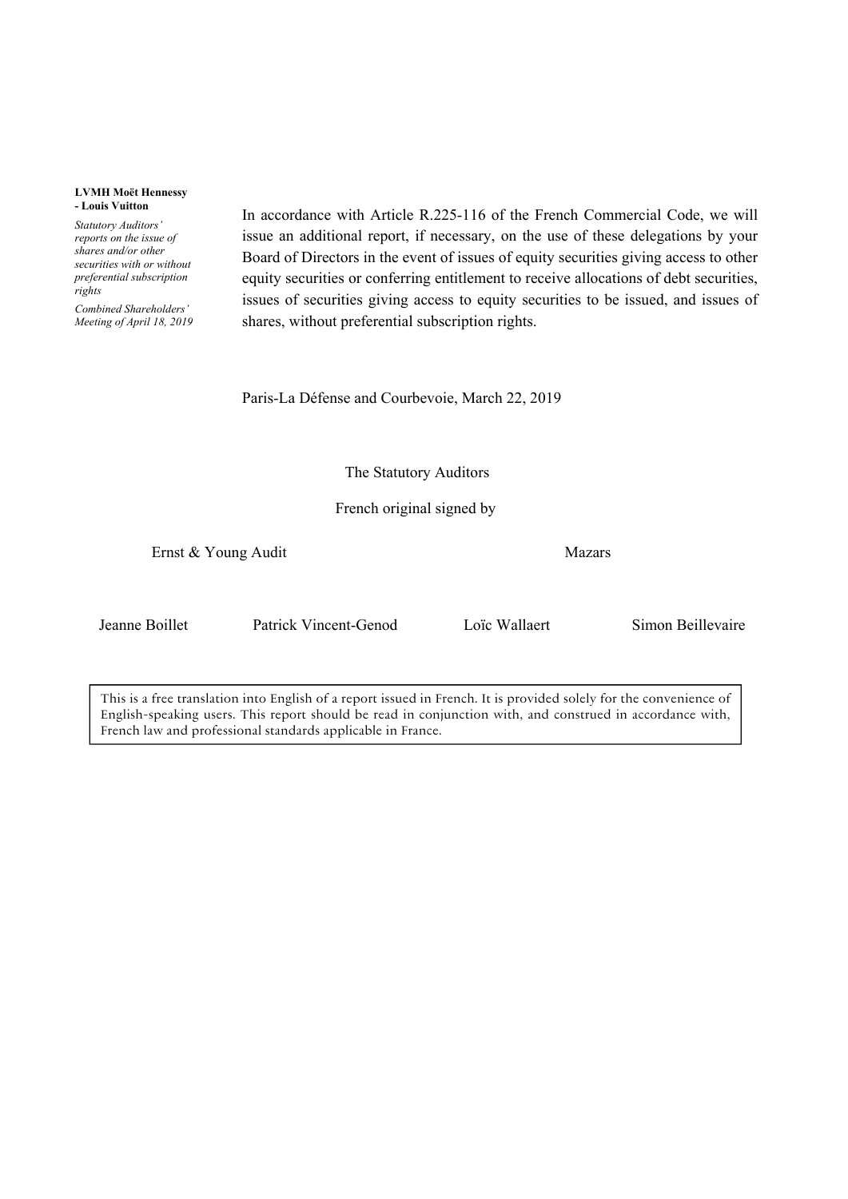In accordance with Article R.225-116 of the French Commercial Code, we will issue an additional report, if necessary, on the use of these delegations by your Board of Directors in the event of issues of equity securities giving access to other equity securities or conferring entitlement to receive allocations of debt securities, issues of securities giving access to equity securities to be issued, and issues of shares, without preferential subscription rights.

Paris-La Défense and Courbevoie, March 22, 2019

The Statutory Auditors

French original signed by

| Ernst & Young Audit | | Mazars | |
|---|---|---|---|
| Jeanne Boillet | Patrick Vincent-Genod | Loïc Wallaert | Simon Beillevaire |

This is a free translation into English of a report issued in French. It is provided solely for the convenience of English-speaking users. This report should be read in conjunction with, and construed in accordance with, French law and professional standards applicable in France.